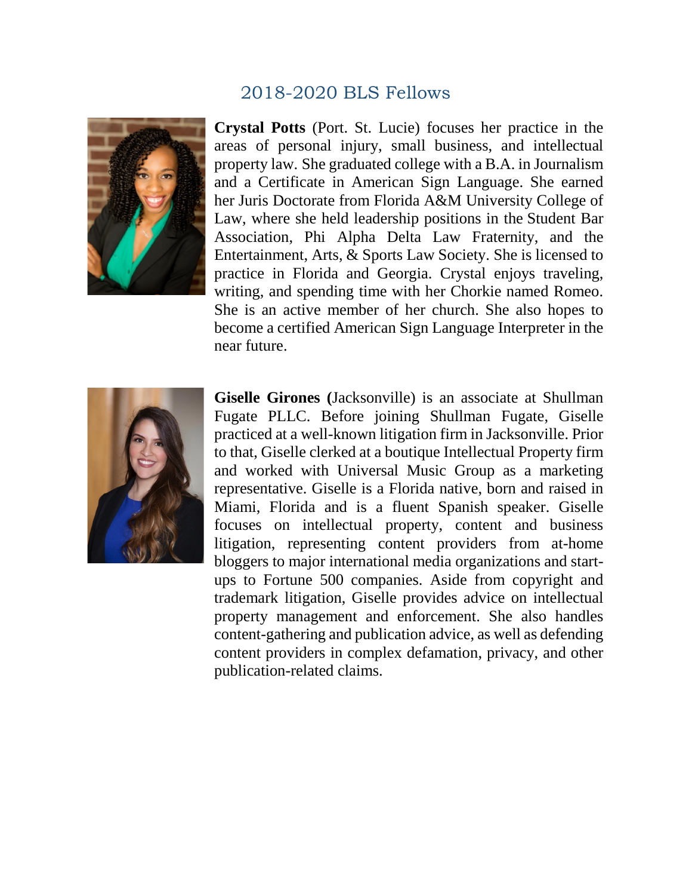## 2018-2020 BLS Fellows

**Crystal Potts** (Port. St. Lucie) focuses her practice in the areas of personal injury, small business, and intellectual property law. She graduated college with a B.A. in Journalism and a Certificate in American Sign Language. She earned her Juris Doctorate from Florida A&M University College of Law, where she held leadership positions in the Student Bar Association, Phi Alpha Delta Law Fraternity, and the Entertainment, Arts, & Sports Law Society. She is licensed to practice in Florida and Georgia. Crystal enjoys traveling, writing, and spending time with her Chorkie named Romeo. She is an active member of her church. She also hopes to become a certified American Sign Language Interpreter in the near future.

**Giselle Girones (**Jacksonville) is an associate at Shullman Fugate PLLC. Before joining Shullman Fugate, Giselle practiced at a well-known litigation firm in Jacksonville. Prior to that, Giselle clerked at a boutique Intellectual Property firm and worked with Universal Music Group as a marketing representative. Giselle is a Florida native, born and raised in Miami, Florida and is a fluent Spanish speaker. Giselle focuses on intellectual property, content and business litigation, representing content providers from at-home bloggers to major international media organizations and start-ups to Fortune 500 companies. Aside from copyright and trademark litigation, Giselle provides advice on intellectual property management and enforcement. She also handles content-gathering and publication advice, as well as defending content providers in complex defamation, privacy, and other publication-related claims.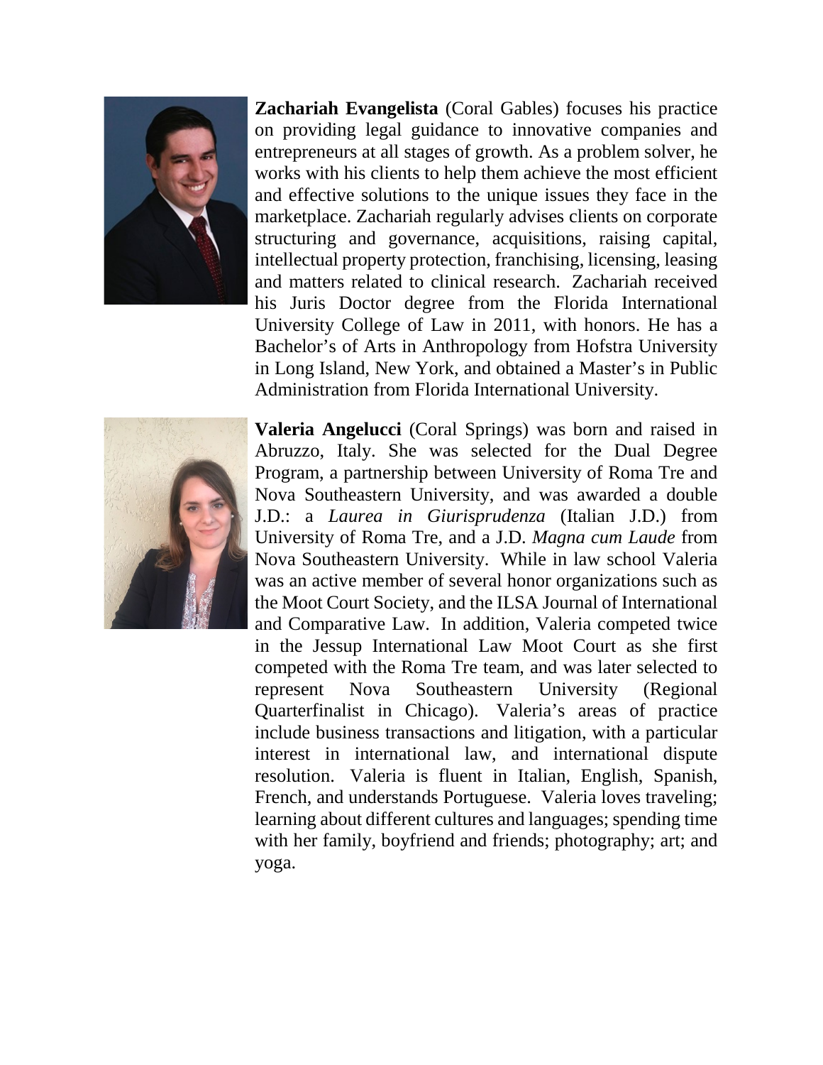**Zachariah Evangelista** (Coral Gables) focuses his practice on providing legal guidance to innovative companies and entrepreneurs at all stages of growth. As a problem solver, he works with his clients to help them achieve the most efficient and effective solutions to the unique issues they face in the marketplace. Zachariah regularly advises clients on corporate structuring and governance, acquisitions, raising capital, intellectual property protection, franchising, licensing, leasing and matters related to clinical research. Zachariah received his Juris Doctor degree from the Florida International University College of Law in 2011, with honors. He has a Bachelor's of Arts in Anthropology from Hofstra University in Long Island, New York, and obtained a Master's in Public Administration from Florida International University.

**Valeria Angelucci** (Coral Springs) was born and raised in Abruzzo, Italy. She was selected for the Dual Degree Program, a partnership between University of Roma Tre and Nova Southeastern University, and was awarded a double J.D.: a *Laurea in Giurisprudenza* (Italian J.D.) from University of Roma Tre, and a J.D. *Magna cum Laude* from Nova Southeastern University. While in law school Valeria was an active member of several honor organizations such as the Moot Court Society, and the ILSA Journal of International and Comparative Law. In addition, Valeria competed twice in the Jessup International Law Moot Court as she first competed with the Roma Tre team, and was later selected to represent Nova Southeastern University (Regional Quarterfinalist in Chicago). Valeria's areas of practice include business transactions and litigation, with a particular interest in international law, and international dispute resolution. Valeria is fluent in Italian, English, Spanish, French, and understands Portuguese. Valeria loves traveling; learning about different cultures and languages; spending time with her family, boyfriend and friends; photography; art; and yoga.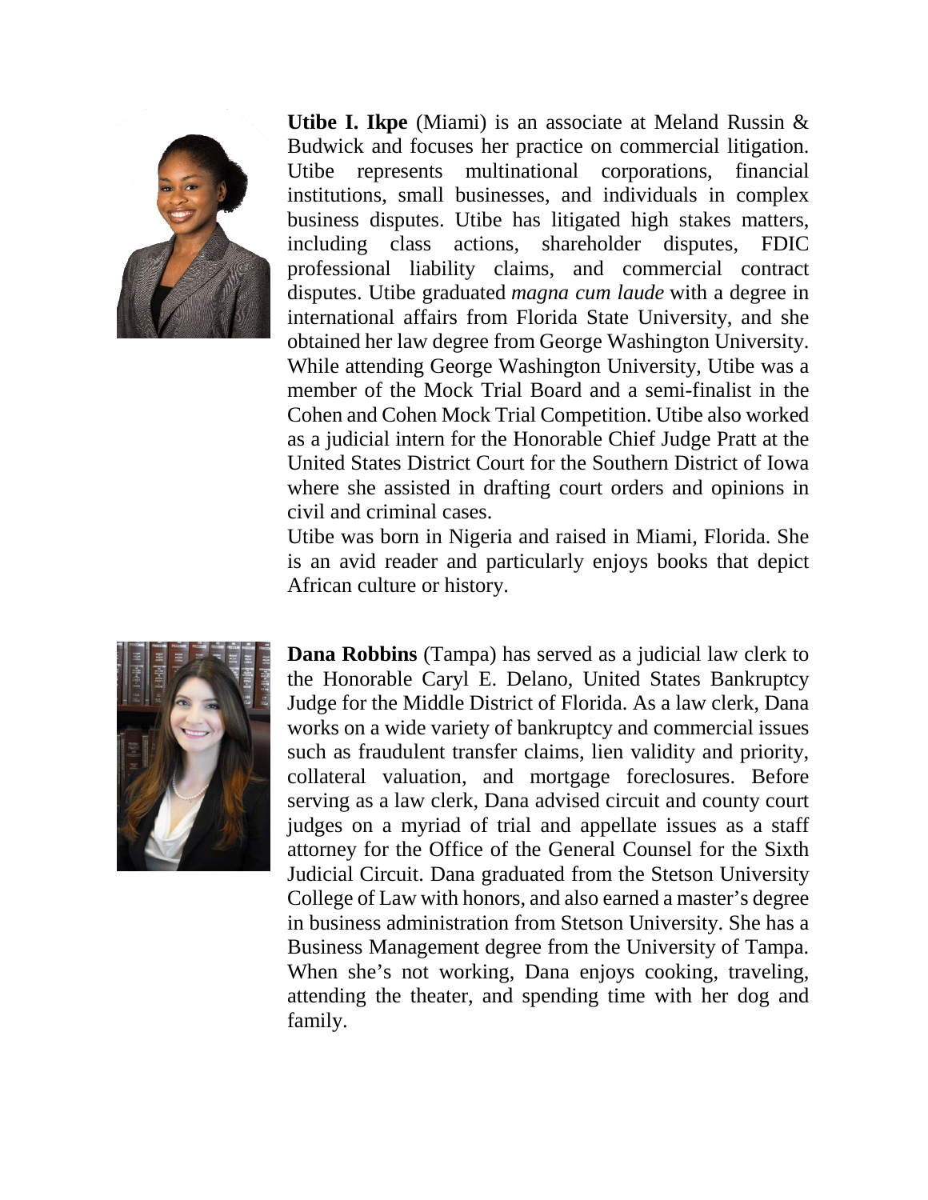**Utibe I. Ikpe** (Miami) is an associate at Meland Russin & Budwick and focuses her practice on commercial litigation. Utibe represents multinational corporations, financial institutions, small businesses, and individuals in complex business disputes. Utibe has litigated high stakes matters, including class actions, shareholder disputes, FDIC professional liability claims, and commercial contract disputes. Utibe graduated *magna cum laude* with a degree in international affairs from Florida State University, and she obtained her law degree from George Washington University. While attending George Washington University, Utibe was a member of the Mock Trial Board and a semi-finalist in the Cohen and Cohen Mock Trial Competition. Utibe also worked as a judicial intern for the Honorable Chief Judge Pratt at the United States District Court for the Southern District of Iowa where she assisted in drafting court orders and opinions in civil and criminal cases.

Utibe was born in Nigeria and raised in Miami, Florida. She is an avid reader and particularly enjoys books that depict African culture or history.

**Dana Robbins** (Tampa) has served as a judicial law clerk to the Honorable Caryl E. Delano, United States Bankruptcy Judge for the Middle District of Florida. As a law clerk, Dana works on a wide variety of bankruptcy and commercial issues such as fraudulent transfer claims, lien validity and priority, collateral valuation, and mortgage foreclosures. Before serving as a law clerk, Dana advised circuit and county court judges on a myriad of trial and appellate issues as a staff attorney for the Office of the General Counsel for the Sixth Judicial Circuit. Dana graduated from the Stetson University College of Law with honors, and also earned a master's degree in business administration from Stetson University. She has a Business Management degree from the University of Tampa. When she's not working, Dana enjoys cooking, traveling, attending the theater, and spending time with her dog and family.